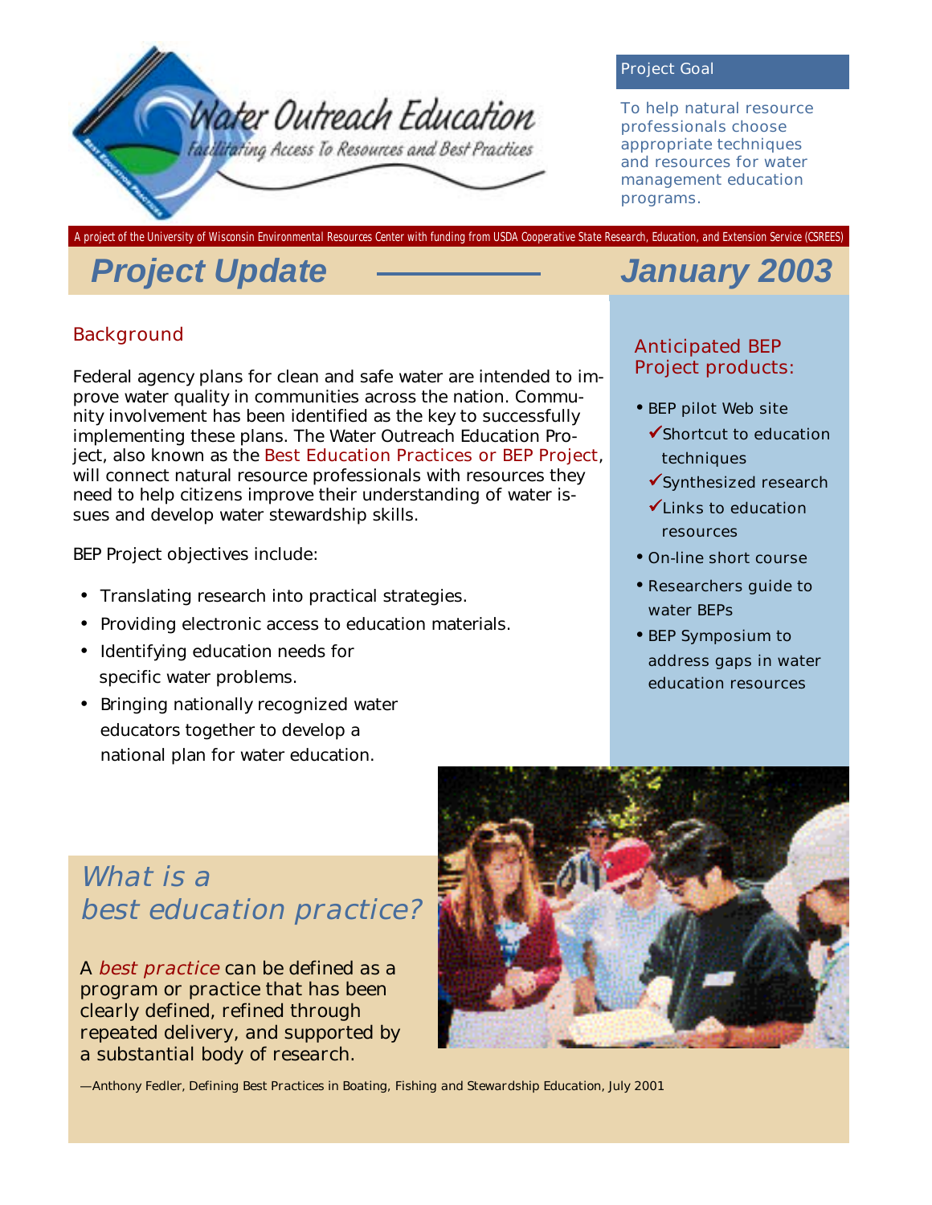# Water Outreach Education

*Facilitating Access To Resources and Best Practices*

## Project Goal

To help natural resource professionals choose appropriate techniques and resources for water management education programs.

*A project of the University of Wisconsin Environmental Resources Center with funding from USDA Cooperative State Research, Education, and Extension Service (CSREES)*

# Project Update — January 2003

## Background

Federal agency plans for clean and safe water are intended to improve water quality in communities across the nation. Community involvement has been identified as the key to successfully implementing these plans. The Water Outreach Education Project, also known as the Best Education Practices or BEP Project, will connect natural resource professionals with resources they need to help citizens improve their understanding of water issues and develop water stewardship skills.

BEP Project objectives include:

- Translating research into practical strategies.
- Providing electronic access to education materials.
- Identifying education needs for specific water problems.
- Bringing nationally recognized water educators together to develop a national plan for water education.

## Anticipated BEP Project products:

- BEP pilot Web site
  - ✓ Shortcut to education techniques
  - ✓ Synthesized research
  - ✓ Links to education resources
- On-line short course
- Researchers guide to water BEPs
- BEP Symposium to address gaps in water education resources

## *What is a best education practice?*

A *best practice* can be defined as a program or practice that has been clearly defined, refined through repeated delivery, and supported by a substantial body of research.

—Anthony Fedler, Defining Best Practices in Boating, Fishing and Stewardship Education, July 2001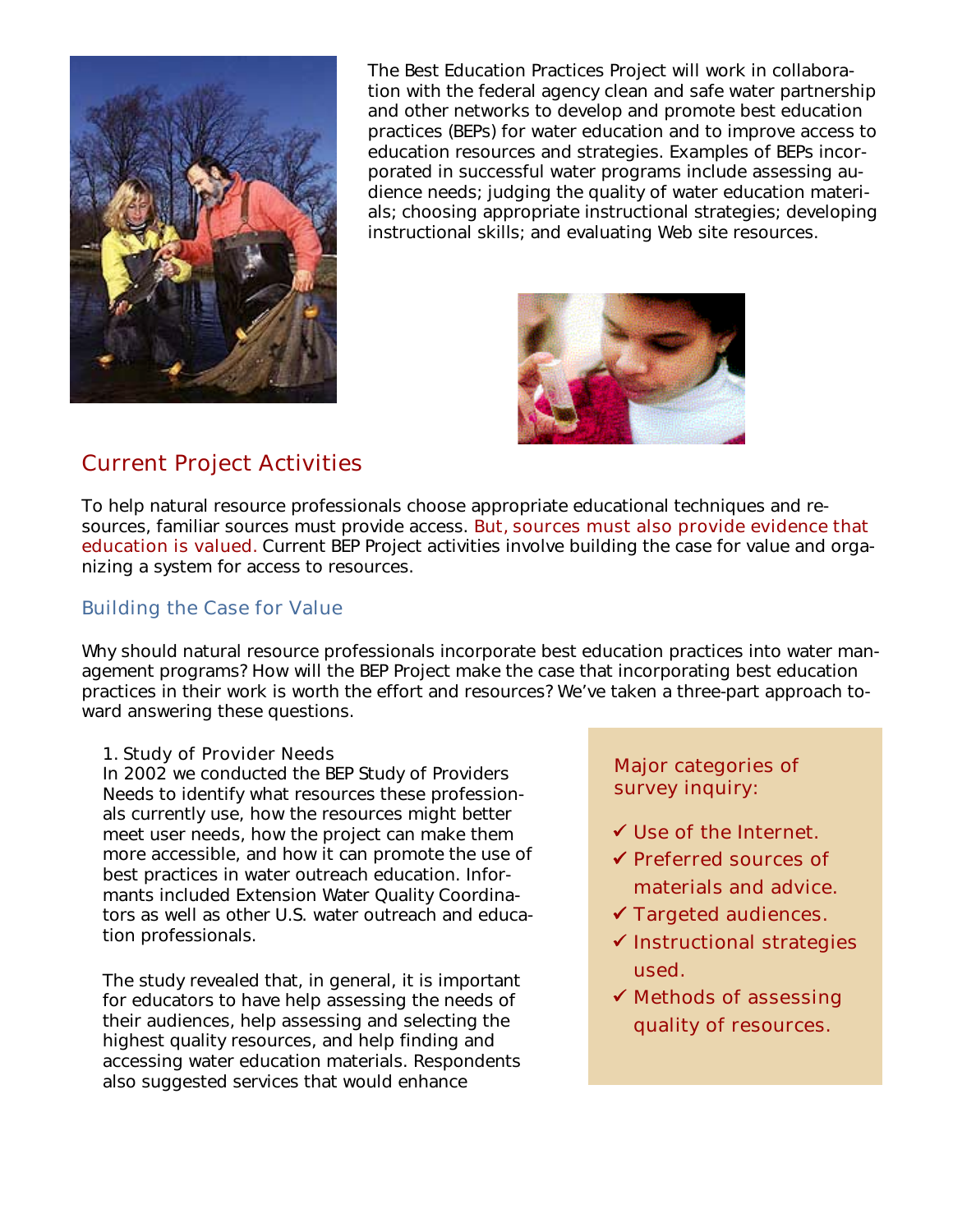The Best Education Practices Project will work in collaboration with the federal agency clean and safe water partnership and other networks to develop and promote best education practices (BEPs) for water education and to improve access to education resources and strategies. Examples of BEPs incorporated in successful water programs include assessing audience needs; judging the quality of water education materials; choosing appropriate instructional strategies; developing instructional skills; and evaluating Web site resources.

## Current Project Activities

To help natural resource professionals choose appropriate educational techniques and resources, familiar sources must provide access. But, sources must also provide evidence that education is valued. Current BEP Project activities involve building the case for value and organizing a system for access to resources.

### Building the Case for Value

Why should natural resource professionals incorporate best education practices into water management programs? How will the BEP Project make the case that incorporating best education practices in their work is worth the effort and resources? We've taken a three-part approach toward answering these questions.

1. Study of Provider Needs

In 2002 we conducted the BEP Study of Providers Needs to identify what resources these professionals currently use, how the resources might better meet user needs, how the project can make them more accessible, and how it can promote the use of best practices in water outreach education. Informants included Extension Water Quality Coordinators as well as other U.S. water outreach and education professionals.

The study revealed that, in general, it is important for educators to have help assessing the needs of their audiences, help assessing and selecting the highest quality resources, and help finding and accessing water education materials. Respondents also suggested services that would enhance

Major categories of survey inquiry:

- ✓ Use of the Internet.
- ✓ Preferred sources of materials and advice.
- ✓ Targeted audiences.
- ✓ Instructional strategies used.
- ✓ Methods of assessing quality of resources.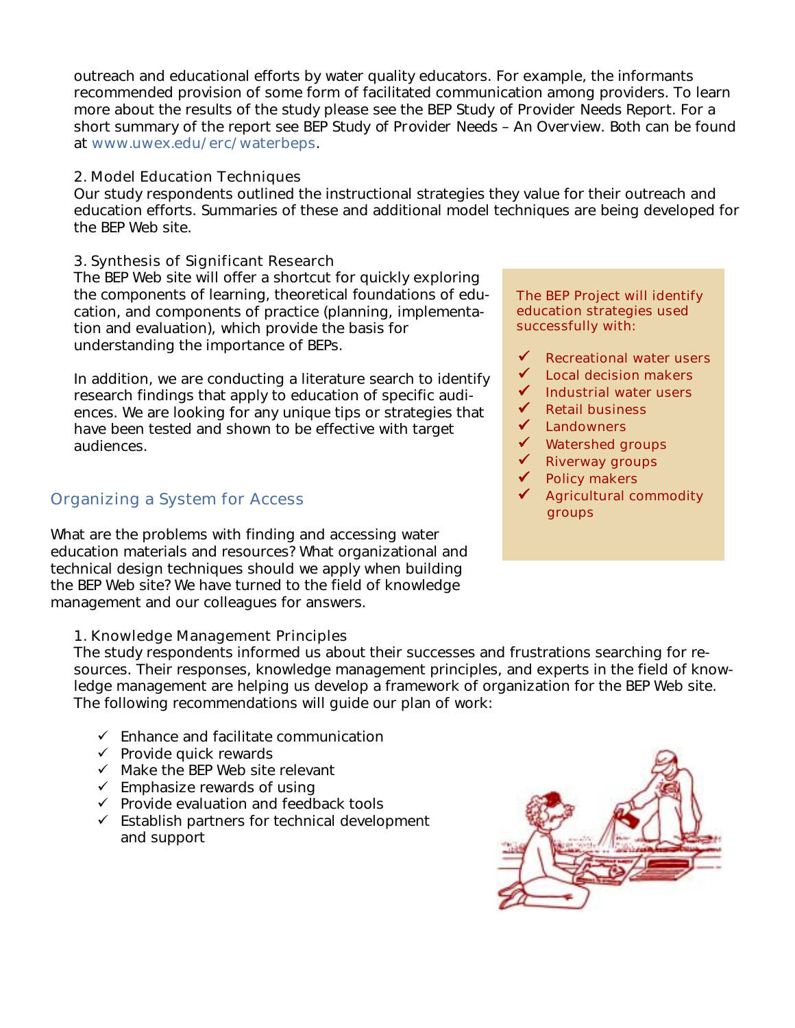outreach and educational efforts by water quality educators. For example, the informants recommended provision of some form of facilitated communication among providers. To learn more about the results of the study please see the BEP Study of Provider Needs Report. For a short summary of the report see BEP Study of Provider Needs – An Overview. Both can be found at www.uwex.edu/erc/waterbeps.

2. Model Education Techniques

Our study respondents outlined the instructional strategies they value for their outreach and education efforts. Summaries of these and additional model techniques are being developed for the BEP Web site.

3. Synthesis of Significant Research

The BEP Web site will offer a shortcut for quickly exploring the components of learning, theoretical foundations of education, and components of practice (planning, implementation and evaluation), which provide the basis for understanding the importance of BEPs.

In addition, we are conducting a literature search to identify research findings that apply to education of specific audiences. We are looking for any unique tips or strategies that have been tested and shown to be effective with target audiences.

The BEP Project will identify education strategies used successfully with:

- ✓ Recreational water users
- ✓ Local decision makers
- ✓ Industrial water users
- ✓ Retail business
- ✓ Landowners
- ✓ Watershed groups
- ✓ Riverway groups
- ✓ Policy makers
- ✓ Agricultural commodity groups

## Organizing a System for Access

What are the problems with finding and accessing water education materials and resources? What organizational and technical design techniques should we apply when building the BEP Web site? We have turned to the field of knowledge management and our colleagues for answers.

1. Knowledge Management Principles

The study respondents informed us about their successes and frustrations searching for resources. Their responses, knowledge management principles, and experts in the field of knowledge management are helping us develop a framework of organization for the BEP Web site. The following recommendations will guide our plan of work:

- ✓ Enhance and facilitate communication
- ✓ Provide quick rewards
- ✓ Make the BEP Web site relevant
- ✓ Emphasize rewards of using
- ✓ Provide evaluation and feedback tools
- ✓ Establish partners for technical development and support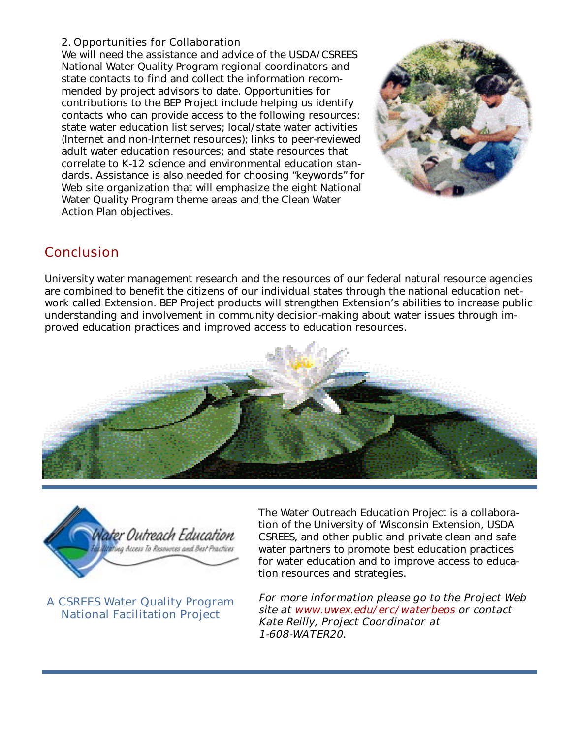2. Opportunities for Collaboration

We will need the assistance and advice of the USDA/CSREES National Water Quality Program regional coordinators and state contacts to find and collect the information recommended by project advisors to date. Opportunities for contributions to the BEP Project include helping us identify contacts who can provide access to the following resources: state water education list serves; local/state water activities (Internet and non-Internet resources); links to peer-reviewed adult water education resources; and state resources that correlate to K-12 science and environmental education standards. Assistance is also needed for choosing "keywords" for Web site organization that will emphasize the eight National Water Quality Program theme areas and the Clean Water Action Plan objectives.

## Conclusion

University water management research and the resources of our federal natural resource agencies are combined to benefit the citizens of our individual states through the national education network called Extension. BEP Project products will strengthen Extension's abilities to increase public understanding and involvement in community decision-making about water issues through improved education practices and improved access to education resources.

Water Outreach Education
Facilitating Access To Resources and Best Practices

A CSREES Water Quality Program National Facilitation Project

The Water Outreach Education Project is a collaboration of the University of Wisconsin Extension, USDA CSREES, and other public and private clean and safe water partners to promote best education practices for water education and to improve access to education resources and strategies.

*For more information please go to the Project Web site at www.uwex.edu/erc/waterbeps or contact Kate Reilly, Project Coordinator at 1-608-WATER20.*